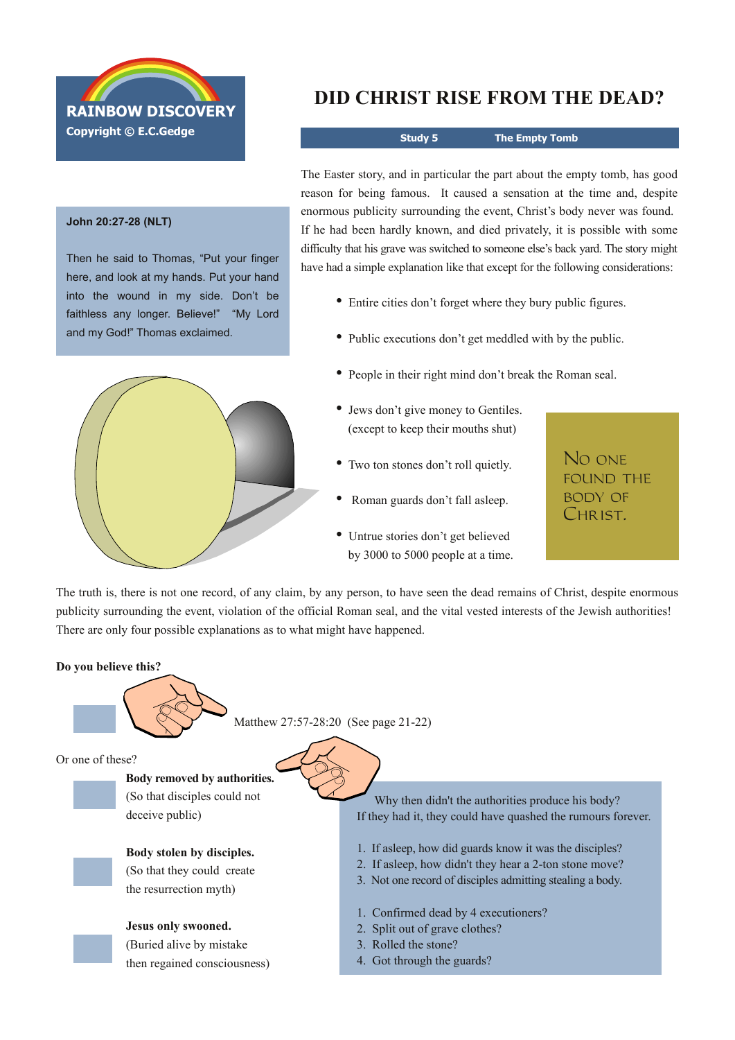RAINBOW DISCOVERY
Copyright © E.C.Gedge

# DID CHRIST RISE FROM THE DEAD?

**Study 5** **The Empty Tomb**

**John 20:27-28 (NLT)**

Then he said to Thomas, "Put your finger here, and look at my hands. Put your hand into the wound in my side. Don't be faithless any longer. Believe!" "My Lord and my God!" Thomas exclaimed.

The Easter story, and in particular the part about the empty tomb, has good reason for being famous. It caused a sensation at the time and, despite enormous publicity surrounding the event, Christ's body never was found. If he had been hardly known, and died privately, it is possible with some difficulty that his grave was switched to someone else's back yard. The story might have had a simple explanation like that except for the following considerations:

- Entire cities don't forget where they bury public figures.
- Public executions don't get meddled with by the public.
- People in their right mind don't break the Roman seal.
- Jews don't give money to Gentiles. (except to keep their mouths shut)
- Two ton stones don't roll quietly.
- Roman guards don't fall asleep.
- Untrue stories don't get believed by 3000 to 5000 people at a time.

NO ONE FOUND THE BODY OF CHRIST.

The truth is, there is not one record, of any claim, by any person, to have seen the dead remains of Christ, despite enormous publicity surrounding the event, violation of the official Roman seal, and the vital vested interests of the Jewish authorities! There are only four possible explanations as to what might have happened.

**Do you believe this?**

Matthew 27:57-28:20 (See page 21-22)

Or one of these?

**Body removed by authorities.**
(So that disciples could not deceive public)

Why then didn't the authorities produce his body?
If they had it, they could have quashed the rumours forever.

**Body stolen by disciples.**
(So that they could create the resurrection myth)

1. If asleep, how did guards know it was the disciples?
2. If asleep, how didn't they hear a 2-ton stone move?
3. Not one record of disciples admitting stealing a body.

**Jesus only swooned.**
(Buried alive by mistake then regained consciousness)

1. Confirmed dead by 4 executioners?
2. Split out of grave clothes?
3. Rolled the stone?
4. Got through the guards?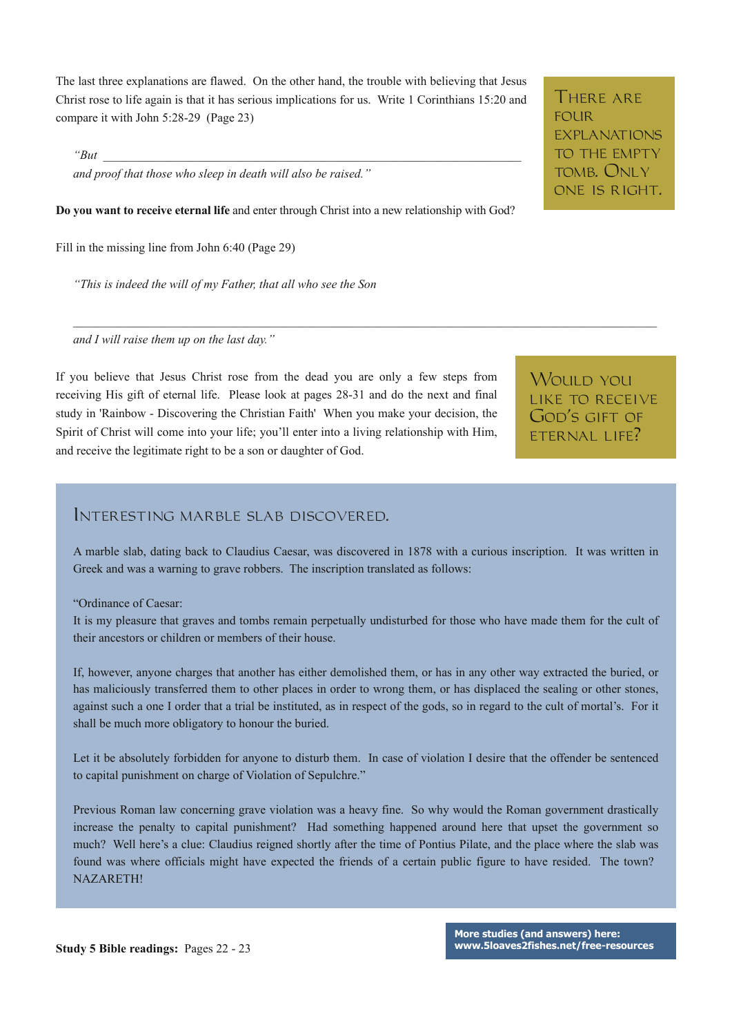The last three explanations are flawed. On the other hand, the trouble with believing that Jesus Christ rose to life again is that it has serious implications for us. Write 1 Corinthians 15:20 and compare it with John 5:28-29 (Page 23)

> *"But* \_\_\_\_\_\_\_\_\_\_\_\_\_\_\_\_\_\_\_\_\_\_\_\_\_\_\_\_\_\_\_\_\_\_\_\_\_\_\_\_\_\_\_\_\_\_\_\_\_\_\_\_\_\_\_\_\_\_\_\_
> *and proof that those who sleep in death will also be raised."*

THERE ARE FOUR EXPLANATIONS TO THE EMPTY TOMB. ONLY ONE IS RIGHT.

**Do you want to receive eternal life** and enter through Christ into a new relationship with God?

Fill in the missing line from John 6:40 (Page 29)

> *"This is indeed the will of my Father, that all who see the Son*
>
> \_\_\_\_\_\_\_\_\_\_\_\_\_\_\_\_\_\_\_\_\_\_\_\_\_\_\_\_\_\_\_\_\_\_\_\_\_\_\_\_\_\_\_\_\_\_\_\_\_\_\_\_\_\_\_\_\_\_\_\_\_\_\_\_\_\_\_\_\_\_\_\_
>
> *and I will raise them up on the last day."*

If you believe that Jesus Christ rose from the dead you are only a few steps from receiving His gift of eternal life. Please look at pages 28-31 and do the next and final study in 'Rainbow - Discovering the Christian Faith' When you make your decision, the Spirit of Christ will come into your life; you'll enter into a living relationship with Him, and receive the legitimate right to be a son or daughter of God.

WOULD YOU LIKE TO RECEIVE GOD'S GIFT OF ETERNAL LIFE?

## INTERESTING MARBLE SLAB DISCOVERED.

A marble slab, dating back to Claudius Caesar, was discovered in 1878 with a curious inscription. It was written in Greek and was a warning to grave robbers. The inscription translated as follows:

"Ordinance of Caesar:
It is my pleasure that graves and tombs remain perpetually undisturbed for those who have made them for the cult of their ancestors or children or members of their house.

If, however, anyone charges that another has either demolished them, or has in any other way extracted the buried, or has maliciously transferred them to other places in order to wrong them, or has displaced the sealing or other stones, against such a one I order that a trial be instituted, as in respect of the gods, so in regard to the cult of mortal's. For it shall be much more obligatory to honour the buried.

Let it be absolutely forbidden for anyone to disturb them. In case of violation I desire that the offender be sentenced to capital punishment on charge of Violation of Sepulchre."

Previous Roman law concerning grave violation was a heavy fine. So why would the Roman government drastically increase the penalty to capital punishment? Had something happened around here that upset the government so much? Well here's a clue: Claudius reigned shortly after the time of Pontius Pilate, and the place where the slab was found was where officials might have expected the friends of a certain public figure to have resided. The town? NAZARETH!

**Study 5 Bible readings:** Pages 22 - 23

**More studies (and answers) here: www.5loaves2fishes.net/free-resources**